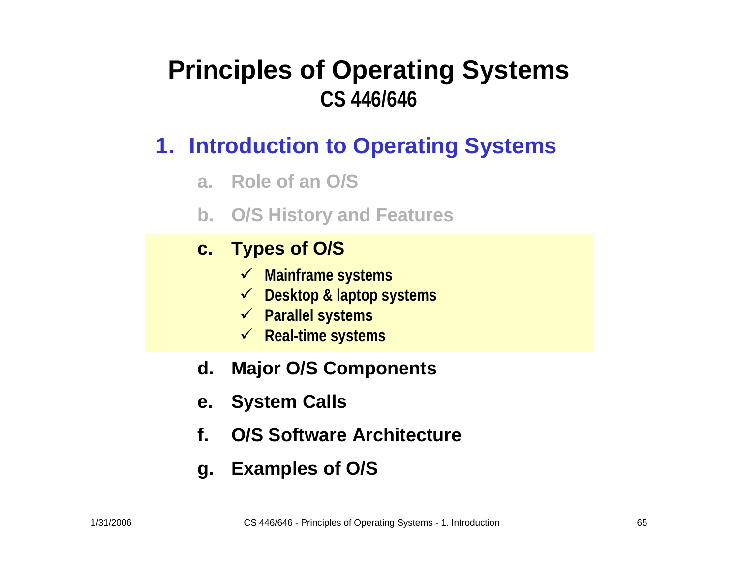# Principles of Operating Systems

## CS 446/646

## 1. Introduction to Operating Systems

a. Role of an O/S

b. O/S History and Features

c. **Types of O/S**

- ✓ Mainframe systems
- ✓ Desktop & laptop systems
- ✓ Parallel systems
- ✓ Real-time systems

d. Major O/S Components

e. System Calls

f. O/S Software Architecture

g. Examples of O/S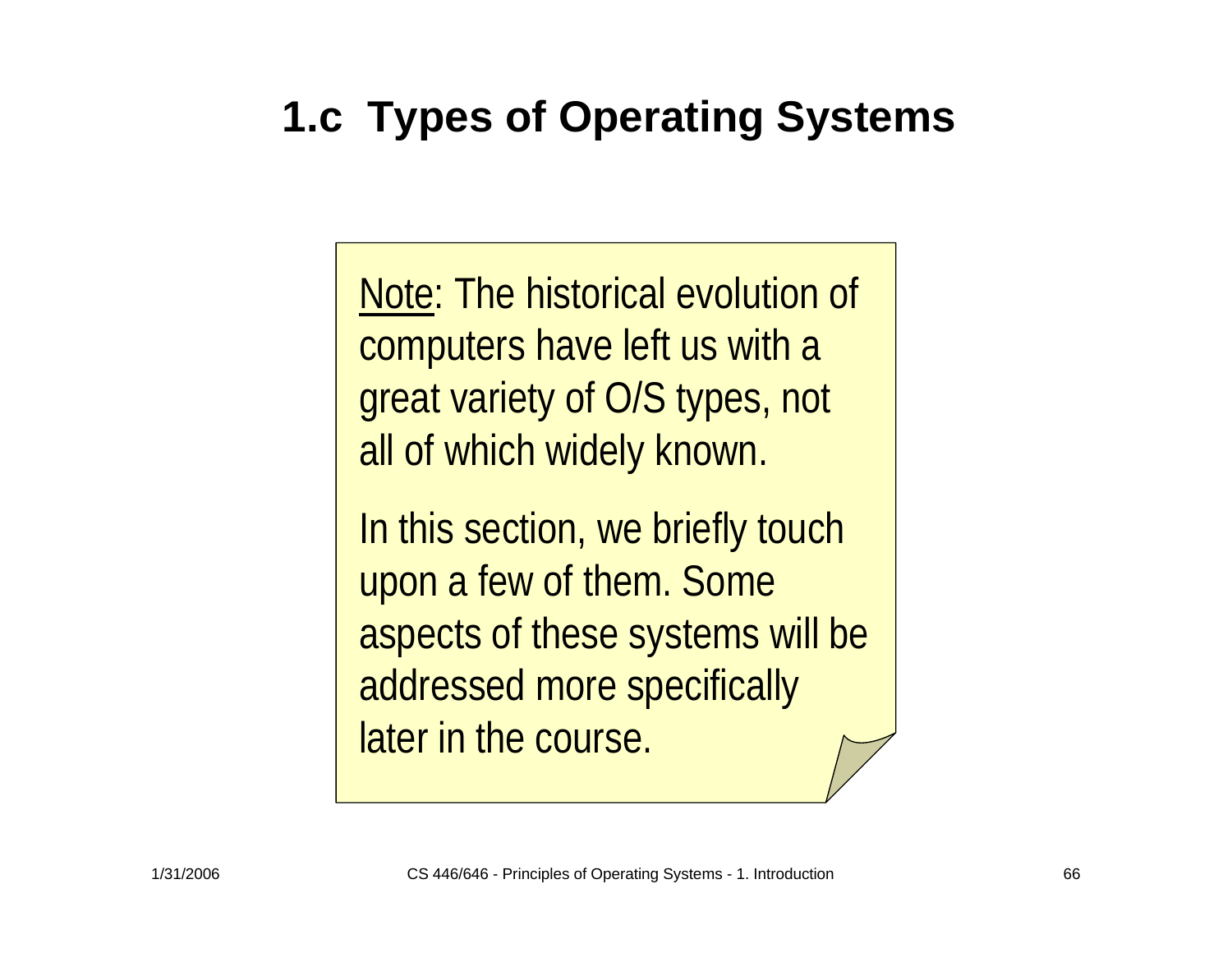# 1.c Types of Operating Systems

Note: The historical evolution of computers have left us with a great variety of O/S types, not all of which widely known.

In this section, we briefly touch upon a few of them. Some aspects of these systems will be addressed more specifically later in the course.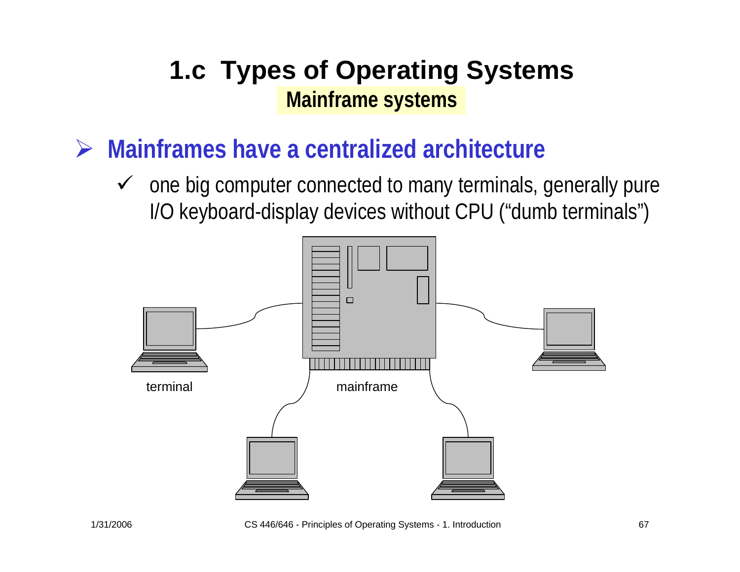# 1.c Types of Operating Systems

## Mainframe systems

- **Mainframes have a centralized architecture**
  - ✓ one big computer connected to many terminals, generally pure I/O keyboard-display devices without CPU (“dumb terminals”)

terminal

mainframe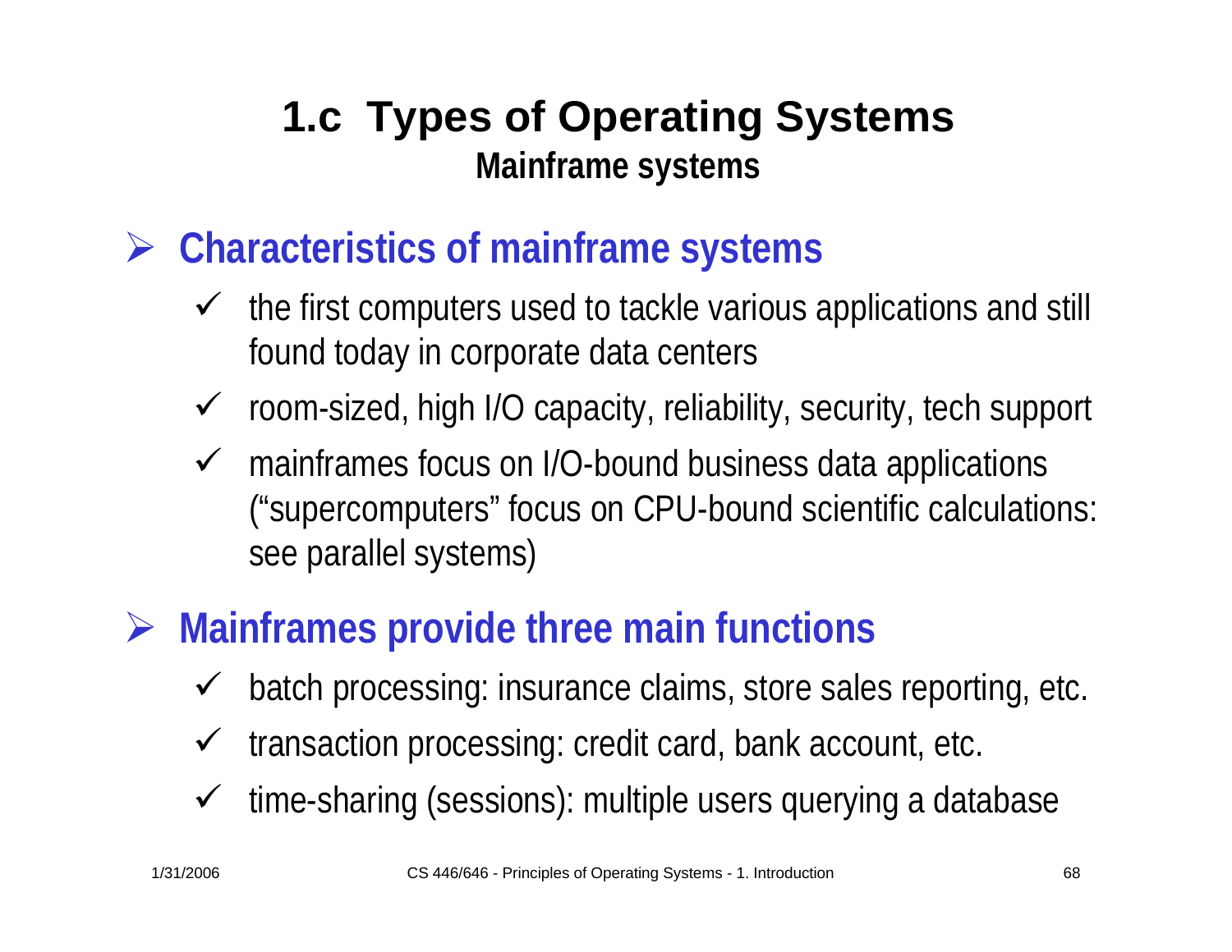# 1.c Types of Operating Systems

## Mainframe systems

- **Characteristics of mainframe systems**
  - the first computers used to tackle various applications and still found today in corporate data centers
  - room-sized, high I/O capacity, reliability, security, tech support
  - mainframes focus on I/O-bound business data applications ("supercomputers" focus on CPU-bound scientific calculations: see parallel systems)

- **Mainframes provide three main functions**
  - batch processing: insurance claims, store sales reporting, etc.
  - transaction processing: credit card, bank account, etc.
  - time-sharing (sessions): multiple users querying a database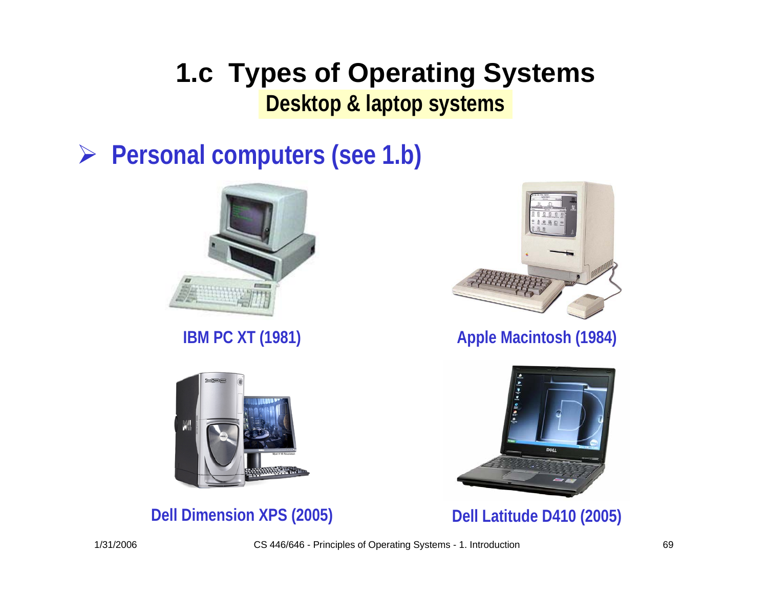# 1.c Types of Operating Systems

## Desktop & laptop systems

- **Personal computers (see 1.b)**

IBM PC XT (1981)

Apple Macintosh (1984)

Dell Dimension XPS (2005)

Dell Latitude D410 (2005)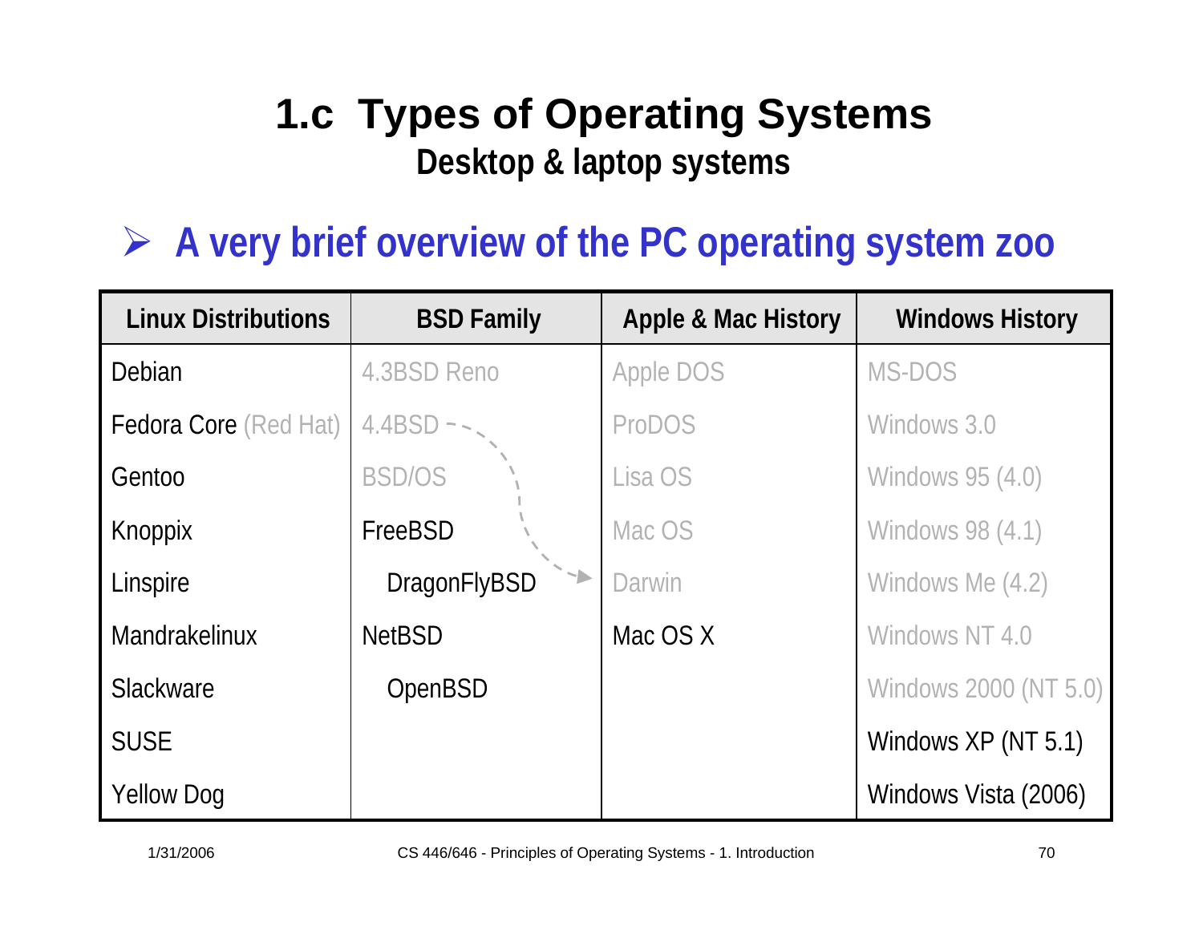# 1.c Types of Operating Systems

## Desktop & laptop systems

- **A very brief overview of the PC operating system zoo**

| Linux Distributions | BSD Family | Apple & Mac History | Windows History |
|---|---|---|---|
| Debian | 4.3BSD Reno | Apple DOS | MS-DOS |
| Fedora Core (Red Hat) | 4.4BSD | ProDOS | Windows 3.0 |
| Gentoo | BSD/OS | Lisa OS | Windows 95 (4.0) |
| Knoppix | FreeBSD | Mac OS | Windows 98 (4.1) |
| Linspire | DragonFlyBSD | Darwin | Windows Me (4.2) |
| Mandrakelinux | NetBSD | Mac OS X | Windows NT 4.0 |
| Slackware | OpenBSD | | Windows 2000 (NT 5.0) |
| SUSE | | | Windows XP (NT 5.1) |
| Yellow Dog | | | Windows Vista (2006) |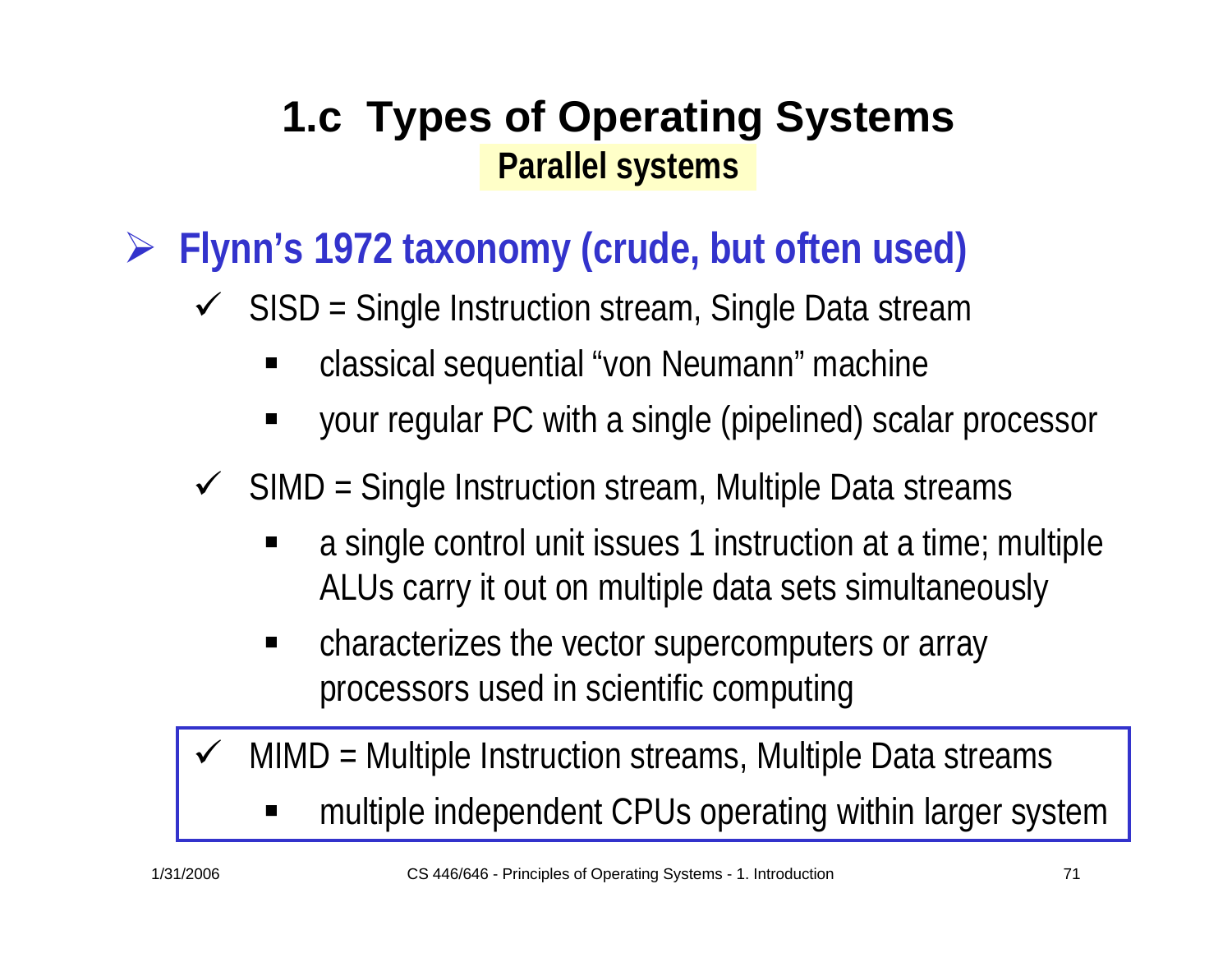# 1.c Types of Operating Systems

## Parallel systems

- **Flynn's 1972 taxonomy (crude, but often used)**
  - SISD = Single Instruction stream, Single Data stream
    - classical sequential "von Neumann" machine
    - your regular PC with a single (pipelined) scalar processor
  - SIMD = Single Instruction stream, Multiple Data streams
    - a single control unit issues 1 instruction at a time; multiple ALUs carry it out on multiple data sets simultaneously
    - characterizes the vector supercomputers or array processors used in scientific computing
  - MIMD = Multiple Instruction streams, Multiple Data streams
    - multiple independent CPUs operating within larger system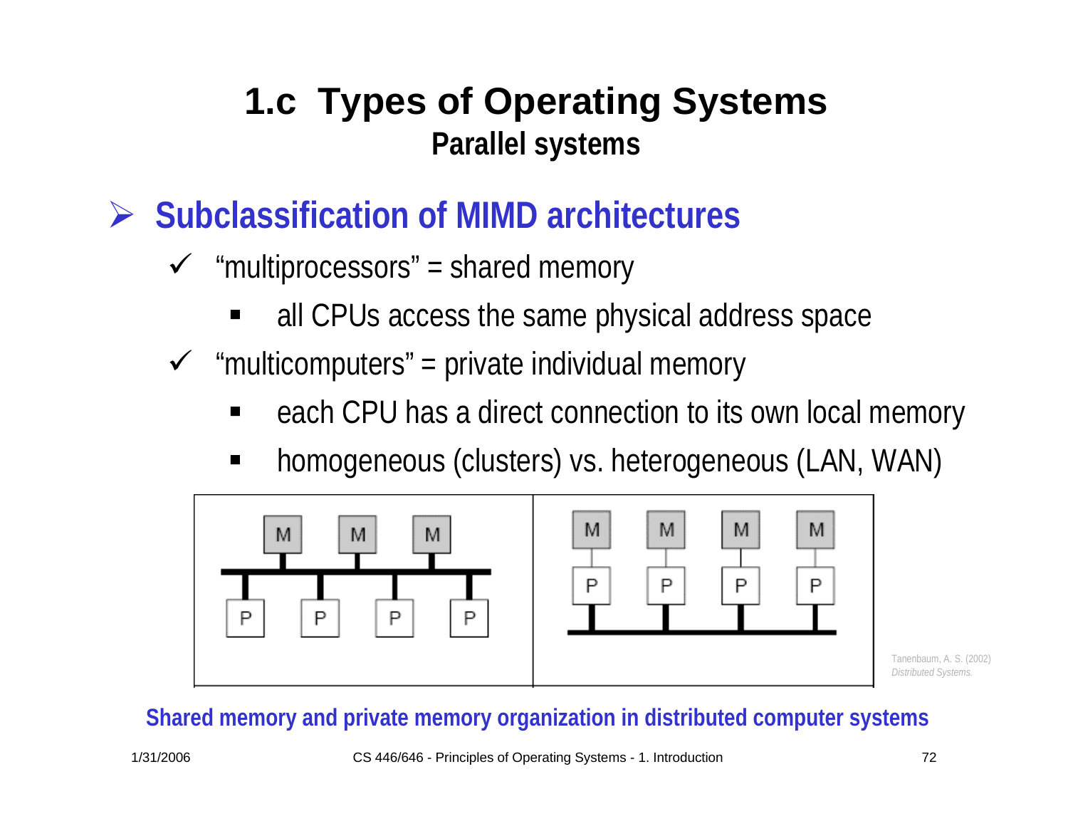# 1.c Types of Operating Systems

## Parallel systems

- **Subclassification of MIMD architectures**
  - "multiprocessors" = shared memory
    - all CPUs access the same physical address space
  - "multicomputers" = private individual memory
    - each CPU has a direct connection to its own local memory
    - homogeneous (clusters) vs. heterogeneous (LAN, WAN)

Tanenbaum, A. S. (2002) *Distributed Systems.*

**Shared memory and private memory organization in distributed computer systems**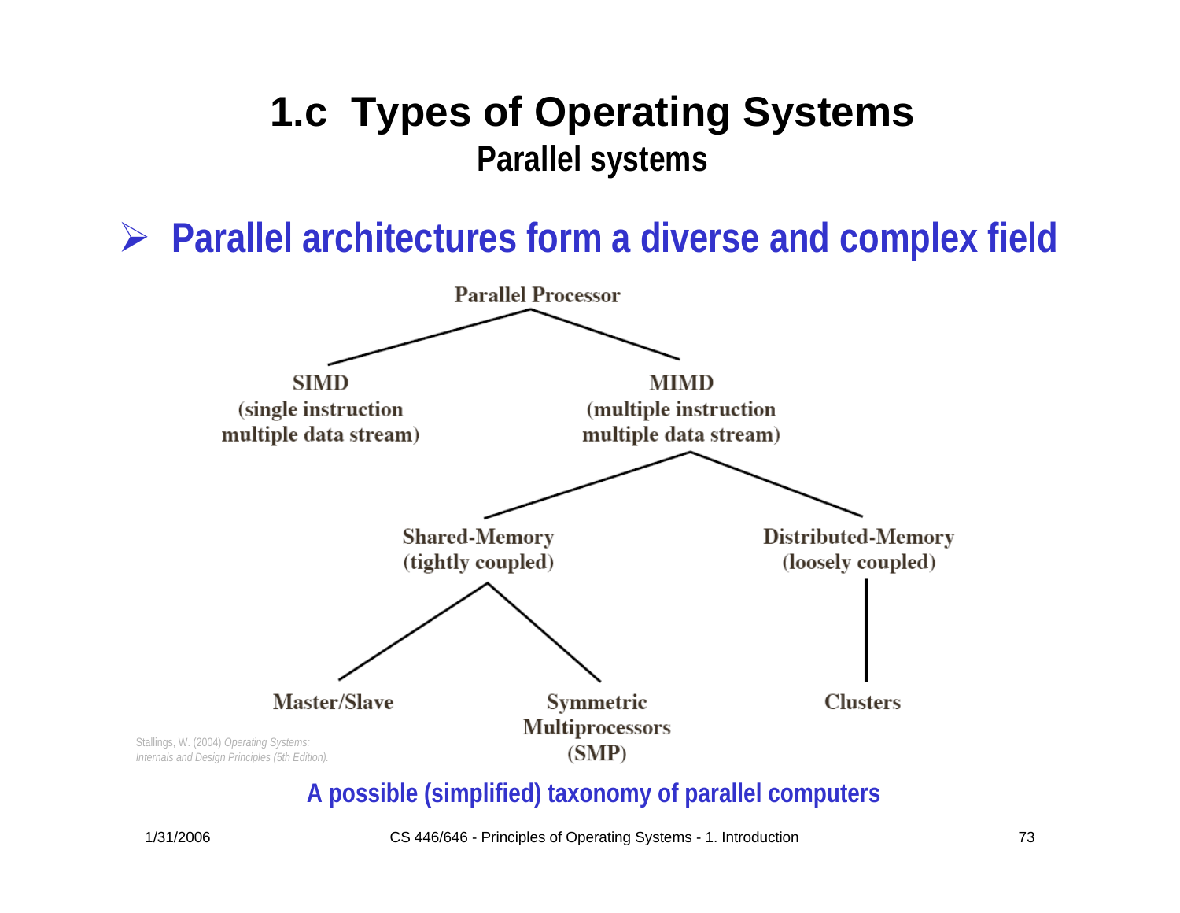# 1.c Types of Operating Systems

## Parallel systems

- **Parallel architectures form a diverse and complex field**

Parallel Processor

- SIMD (single instruction multiple data stream)
- MIMD (multiple instruction multiple data stream)
  - Shared-Memory (tightly coupled)
    - Master/Slave
    - Symmetric Multiprocessors (SMP)
  - Distributed-Memory (loosely coupled)
    - Clusters

Stallings, W. (2004) *Operating Systems: Internals and Design Principles (5th Edition).*

**A possible (simplified) taxonomy of parallel computers**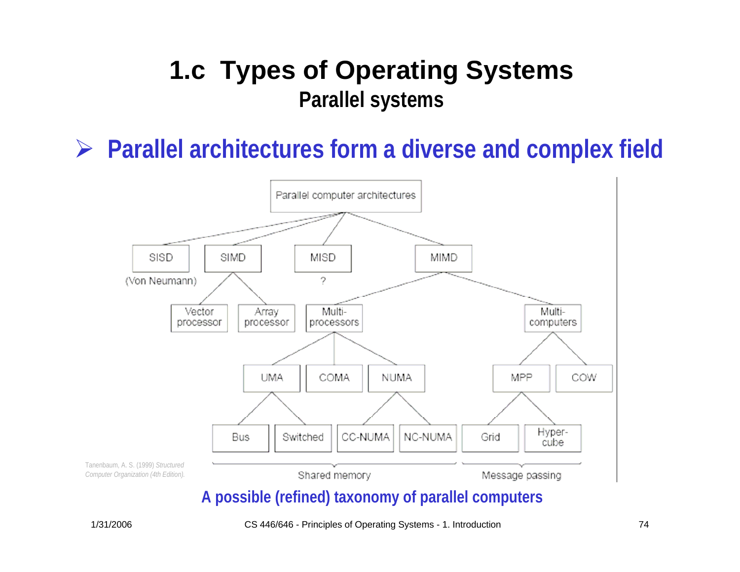# 1.c Types of Operating Systems

## Parallel systems

- **Parallel architectures form a diverse and complex field**

Parallel computer architectures

SISD (Von Neumann) | SIMD | MISD ? | MIMD

Vector processor | Array processor | Multi-processors | Multi-computers

UMA | COMA | NUMA | MPP | COW

Bus | Switched | CC-NUMA | NC-NUMA | Grid | Hyper-cube

Shared memory | Message passing

Tanenbaum, A. S. (1999) *Structured Computer Organization (4th Edition).*

**A possible (refined) taxonomy of parallel computers**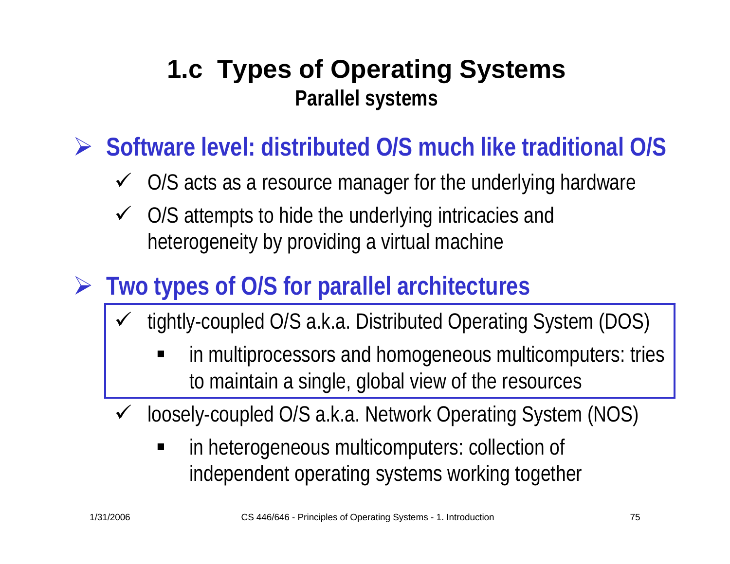# 1.c Types of Operating Systems

## Parallel systems

- **Software level: distributed O/S much like traditional O/S**
  - O/S acts as a resource manager for the underlying hardware
  - O/S attempts to hide the underlying intricacies and heterogeneity by providing a virtual machine
- **Two types of O/S for parallel architectures**
  - tightly-coupled O/S a.k.a. Distributed Operating System (DOS)
    - in multiprocessors and homogeneous multicomputers: tries to maintain a single, global view of the resources
  - loosely-coupled O/S a.k.a. Network Operating System (NOS)
    - in heterogeneous multicomputers: collection of independent operating systems working together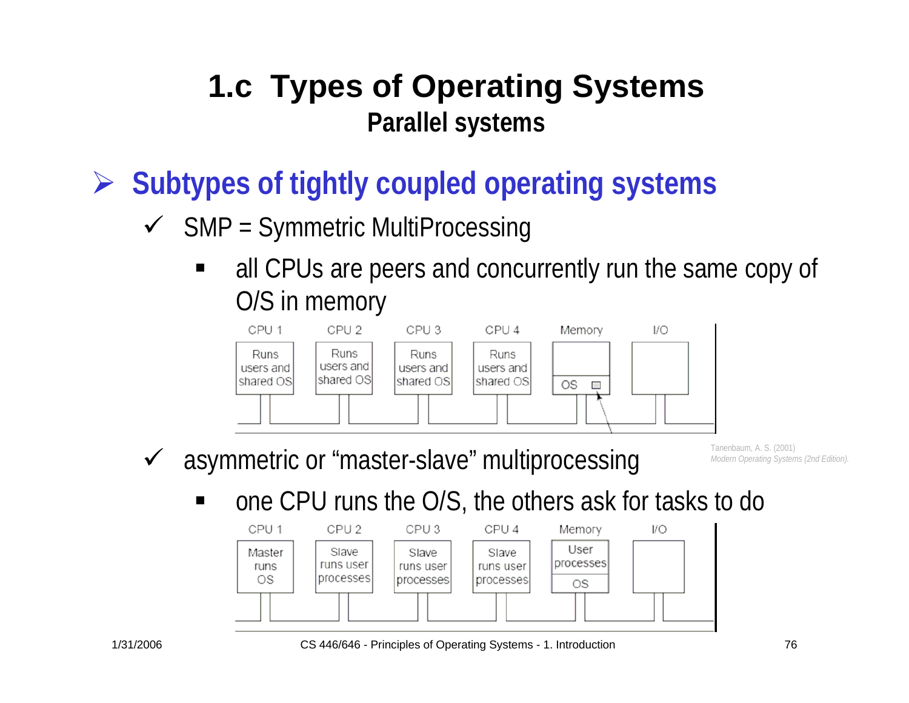# 1.c Types of Operating Systems

## Parallel systems

- **Subtypes of tightly coupled operating systems**
  - SMP = Symmetric MultiProcessing
    - all CPUs are peers and concurrently run the same copy of O/S in memory

| CPU 1 | CPU 2 | CPU 3 | CPU 4 | Memory | I/O |
|---|---|---|---|---|---|
| Runs users and shared OS | Runs users and shared OS | Runs users and shared OS | Runs users and shared OS | OS | |

Tanenbaum, A. S. (2001) *Modern Operating Systems (2nd Edition).*

  - asymmetric or "master-slave" multiprocessing
    - one CPU runs the O/S, the others ask for tasks to do

| CPU 1 | CPU 2 | CPU 3 | CPU 4 | Memory | I/O |
|---|---|---|---|---|---|
| Master runs OS | Slave runs user processes | Slave runs user processes | Slave runs user processes | User processes / OS | |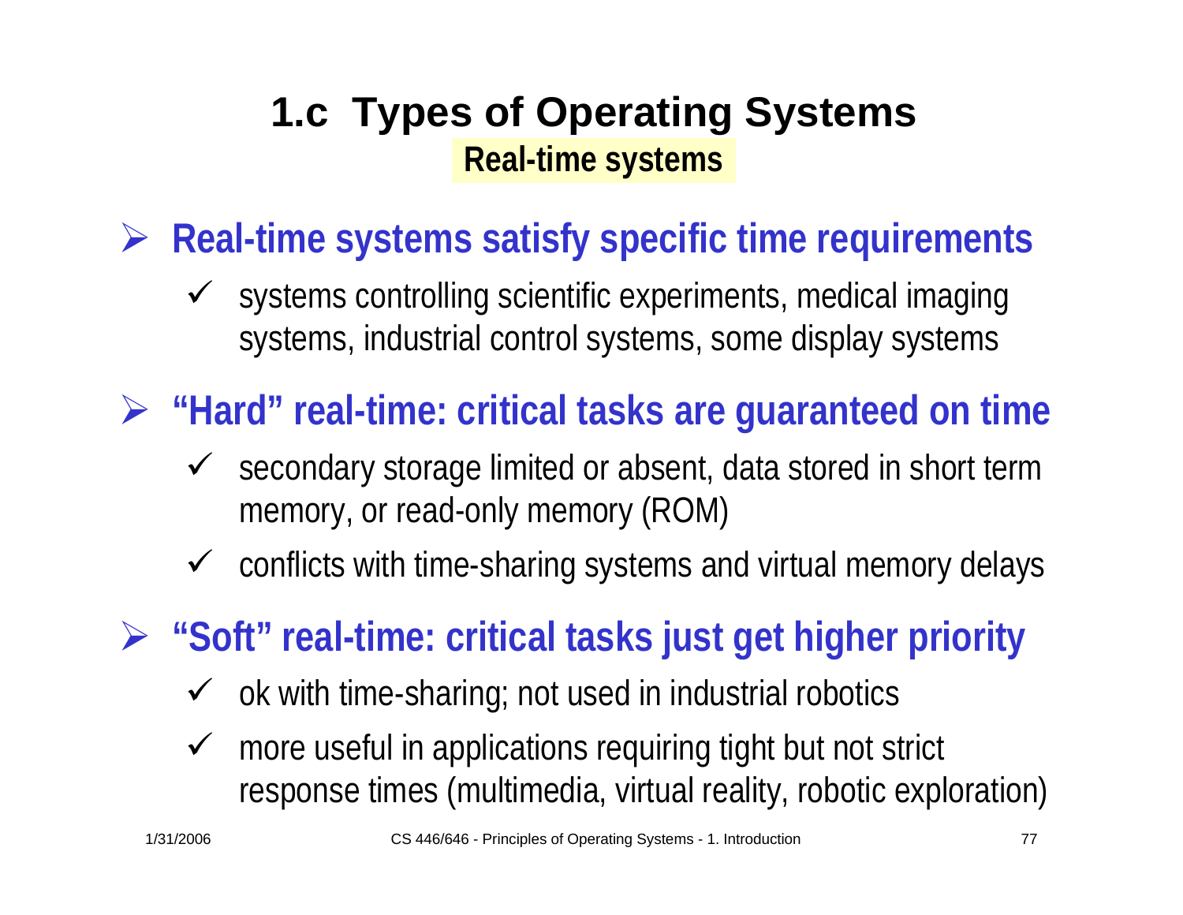# 1.c Types of Operating Systems

## Real-time systems

- **Real-time systems satisfy specific time requirements**
  - systems controlling scientific experiments, medical imaging systems, industrial control systems, some display systems
- **"Hard" real-time: critical tasks are guaranteed on time**
  - secondary storage limited or absent, data stored in short term memory, or read-only memory (ROM)
  - conflicts with time-sharing systems and virtual memory delays
- **"Soft" real-time: critical tasks just get higher priority**
  - ok with time-sharing; not used in industrial robotics
  - more useful in applications requiring tight but not strict response times (multimedia, virtual reality, robotic exploration)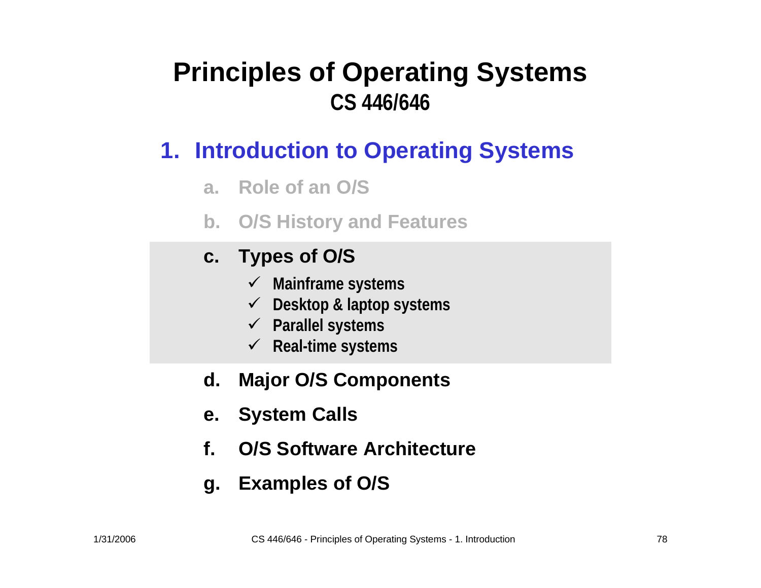# Principles of Operating Systems

## CS 446/646

### 1. Introduction to Operating Systems

a. Role of an O/S

b. O/S History and Features

c. **Types of O/S**
   - ✓ Mainframe systems
   - ✓ Desktop & laptop systems
   - ✓ Parallel systems
   - ✓ Real-time systems

d. Major O/S Components

e. System Calls

f. O/S Software Architecture

g. Examples of O/S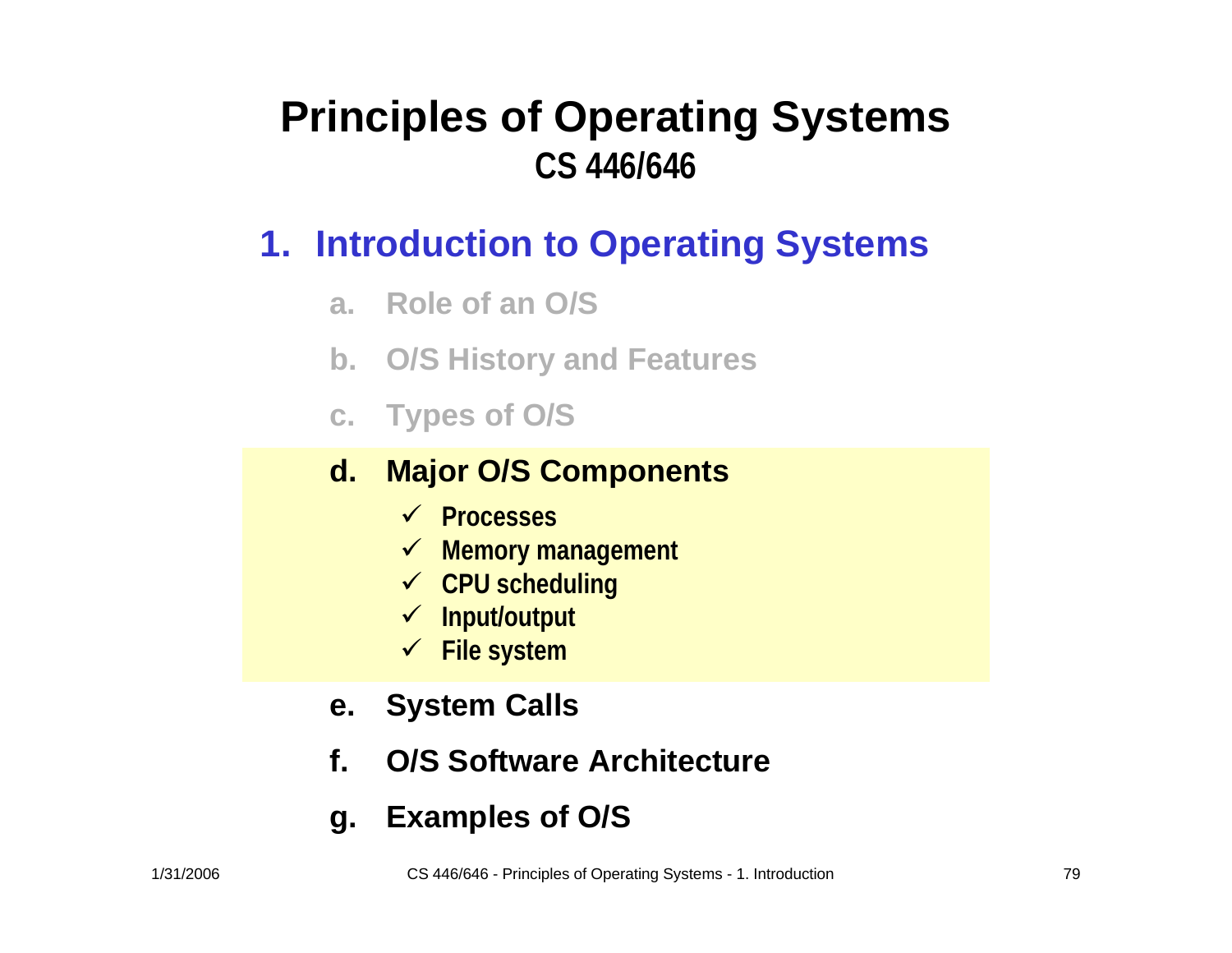# Principles of Operating Systems
## CS 446/646

### 1. Introduction to Operating Systems

a. Role of an O/S

b. O/S History and Features

c. Types of O/S

d. **Major O/S Components**
   - ✓ Processes
   - ✓ Memory management
   - ✓ CPU scheduling
   - ✓ Input/output
   - ✓ File system

e. **System Calls**

f. **O/S Software Architecture**

g. **Examples of O/S**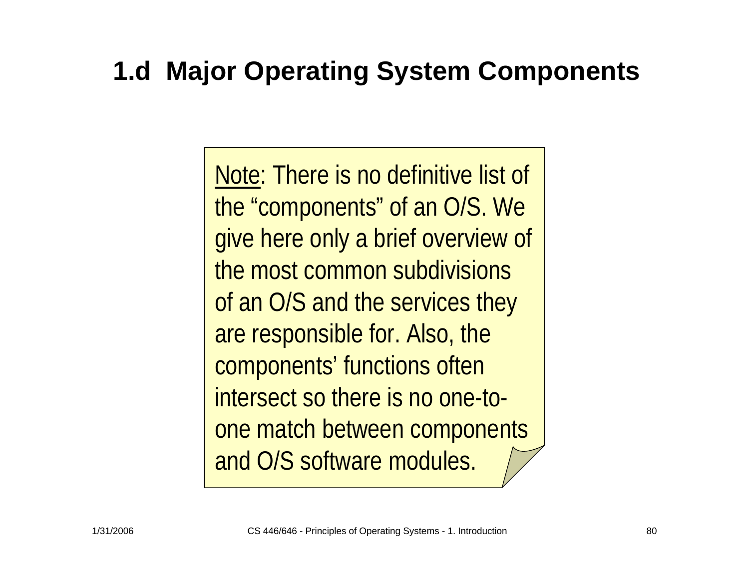# 1.d Major Operating System Components

Note: There is no definitive list of the “components” of an O/S. We give here only a brief overview of the most common subdivisions of an O/S and the services they are responsible for. Also, the components’ functions often intersect so there is no one-to-one match between components and O/S software modules.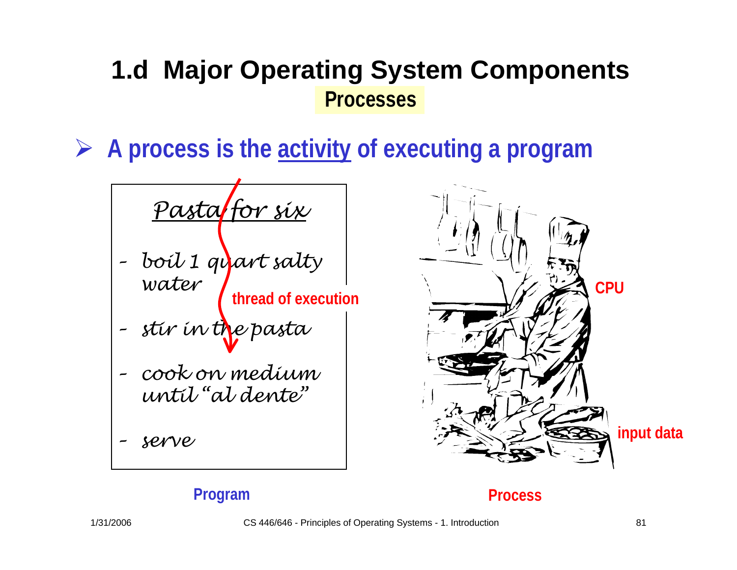# 1.d Major Operating System Components

## Processes

- **A process is the <u>activity</u> of executing a program**

*Pasta for six*

- *boil 1 quart salty water*
- *stir in the pasta*
- *cook on medium until "al dente"*
- *serve*

thread of execution

CPU

input data

**Program**

**Process**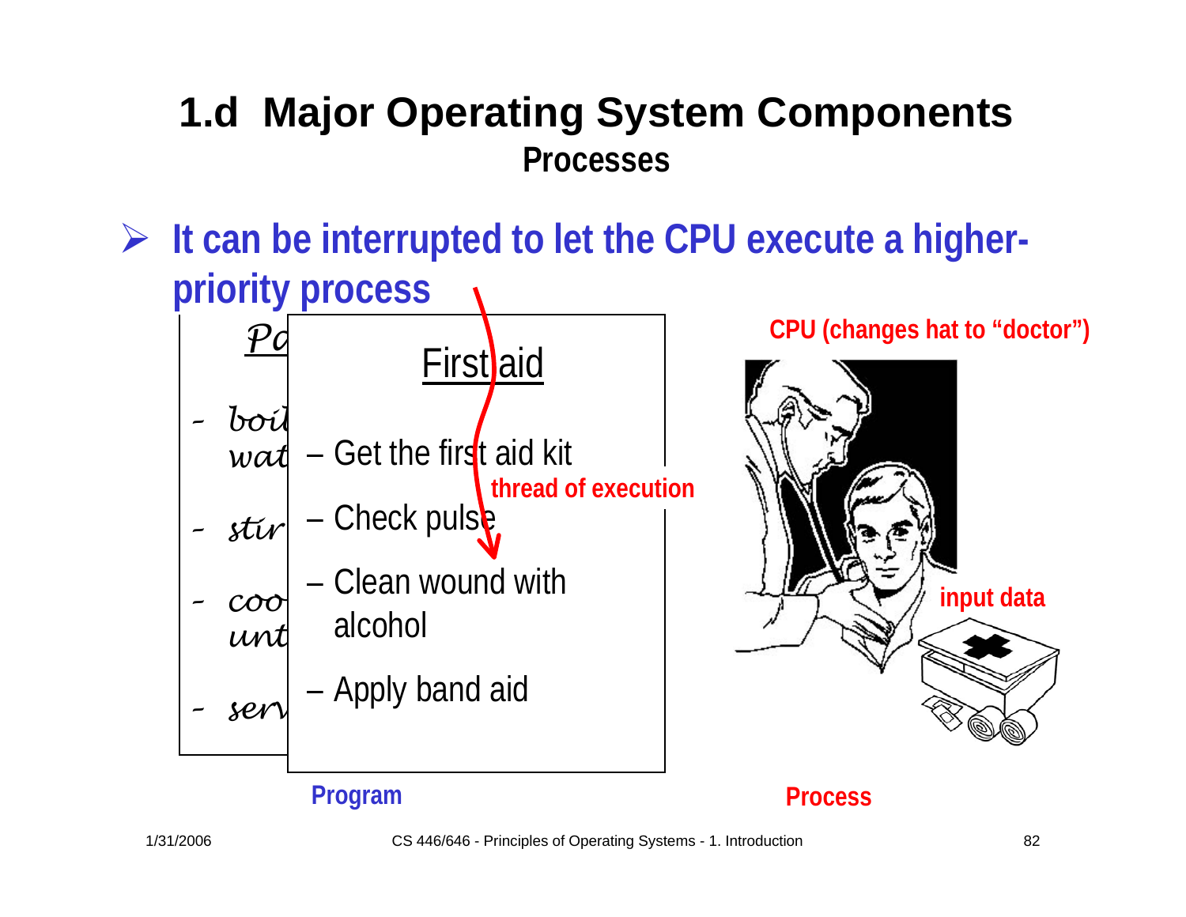# 1.d Major Operating System Components

## Processes

- It can be interrupted to let the CPU execute a higher-priority process

*Pa...*

- *boil wat...*
- *stir...*
- *coo... unt...*
- *serv...*

First aid

- Get the first aid kit
- Check pulse
- Clean wound with alcohol
- Apply band aid

thread of execution

CPU (changes hat to "doctor")

input data

Program

Process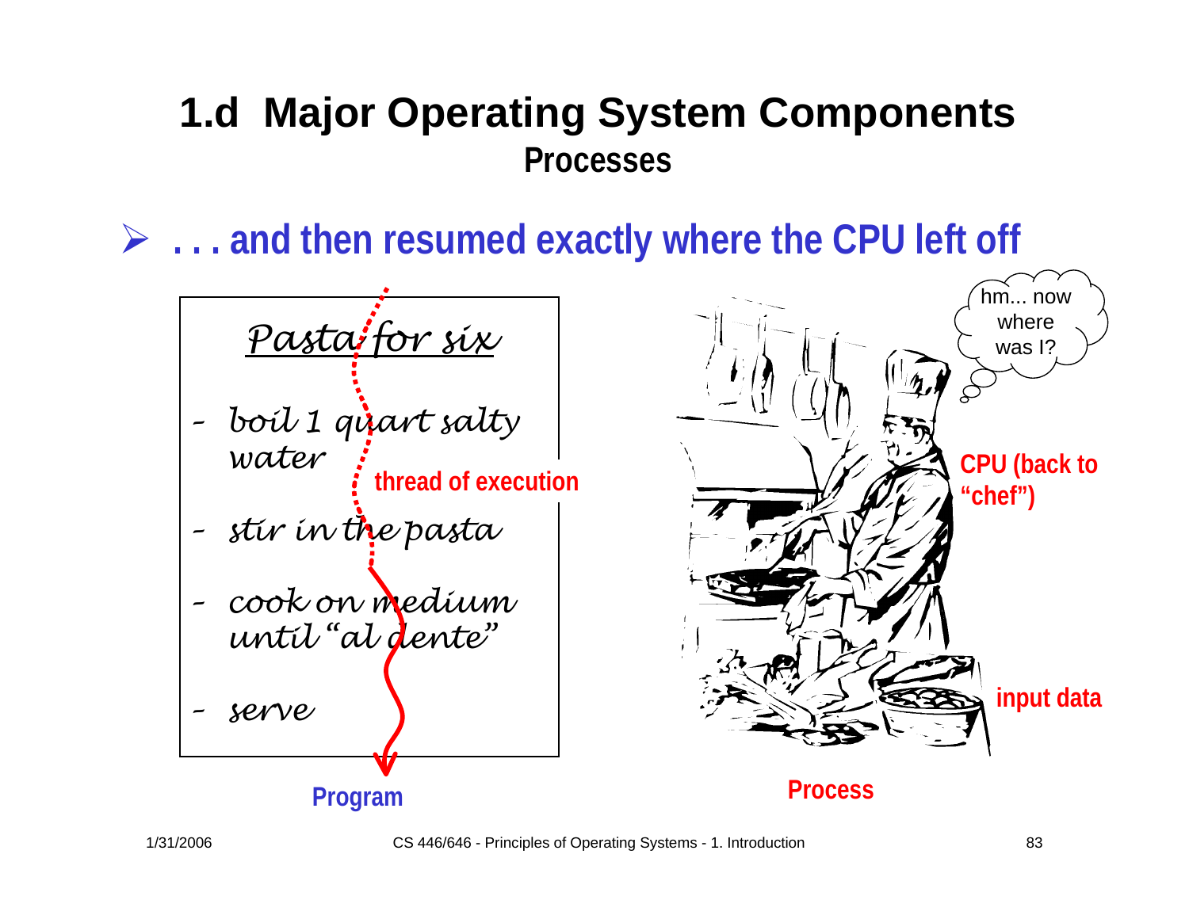# 1.d Major Operating System Components

## Processes

- . . . and then resumed exactly where the CPU left off

*Pasta for six*

- *boil 1 quart salty water*
- *stir in the pasta*
- *cook on medium until "al dente"*
- *serve*

thread of execution

Program

hm... now where was I?

CPU (back to "chef")

input data

Process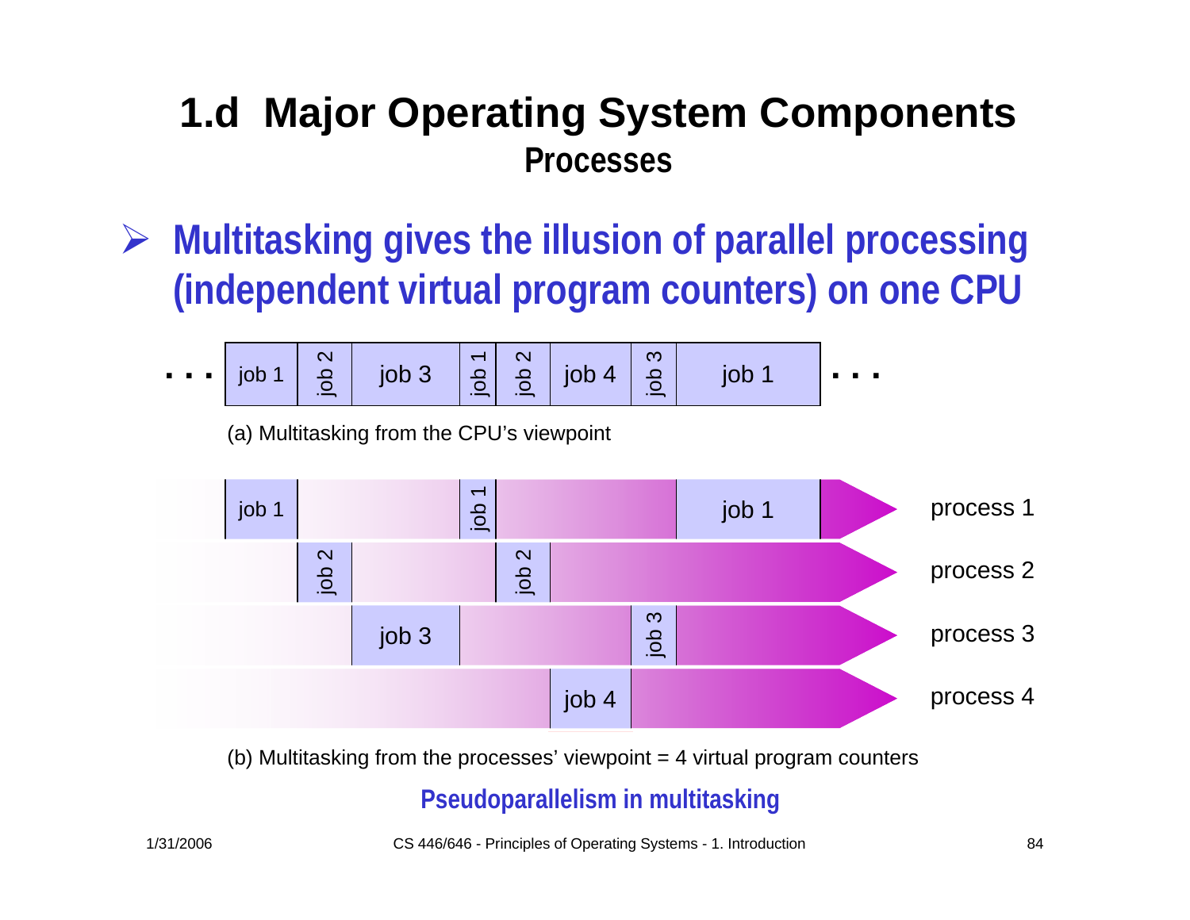# 1.d Major Operating System Components

## Processes

- **Multitasking gives the illusion of parallel processing (independent virtual program counters) on one CPU**

. . . | job 1 | job 2 | job 3 | job 1 | job 2 | job 4 | job 3 | job 1 | . . .

(a) Multitasking from the CPU's viewpoint

| | | | | | | | | |
|---|---|---|---|---|---|---|---|---|
| job 1 | | | job 1 | | | | job 1 | process 1 |
| | job 2 | | | job 2 | | | | process 2 |
| | | job 3 | | | | job 3 | | process 3 |
| | | | | | job 4 | | | process 4 |

(b) Multitasking from the processes' viewpoint = 4 virtual program counters

**Pseudoparallelism in multitasking**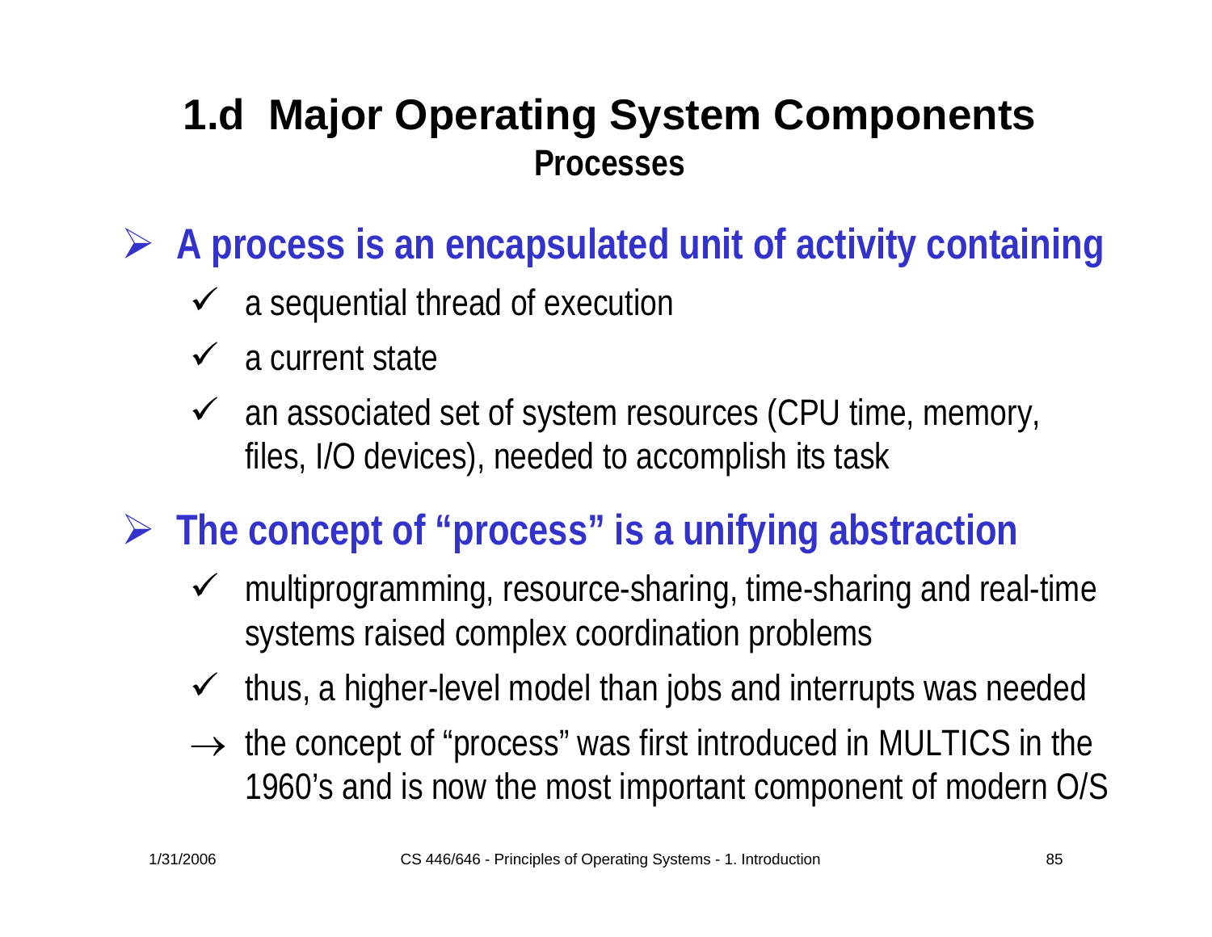# 1.d Major Operating System Components

## Processes

- **A process is an encapsulated unit of activity containing**
  - ✓ a sequential thread of execution
  - ✓ a current state
  - ✓ an associated set of system resources (CPU time, memory, files, I/O devices), needed to accomplish its task

- **The concept of "process" is a unifying abstraction**
  - ✓ multiprogramming, resource-sharing, time-sharing and real-time systems raised complex coordination problems
  - ✓ thus, a higher-level model than jobs and interrupts was needed
  - → the concept of "process" was first introduced in MULTICS in the 1960's and is now the most important component of modern O/S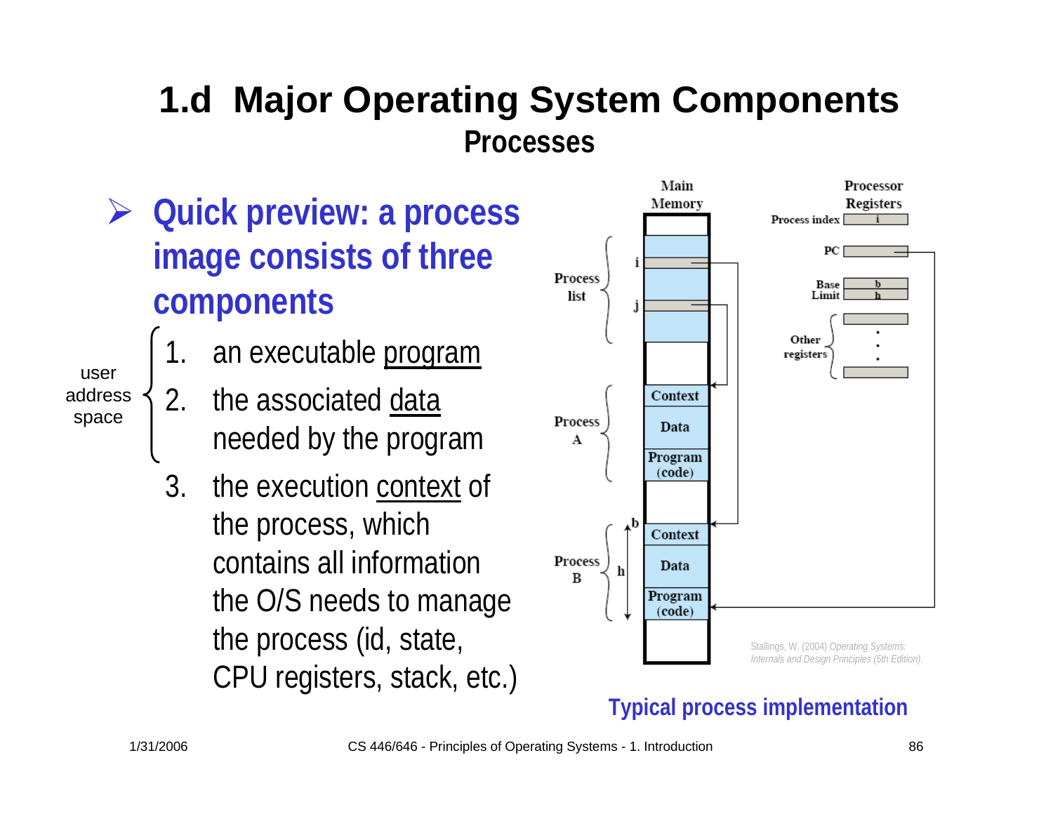# 1.d Major Operating System Components

## Processes

- **Quick preview: a process image consists of three components**

user address space {
1. an executable <u>program</u>
2. the associated <u>data</u> needed by the program
}

3. the execution <u>context</u> of the process, which contains all information the O/S needs to manage the process (id, state, CPU registers, stack, etc.)

Main Memory | Processor Registers

Process index: i
PC
Base: b
Limit: h
Other registers

Process list: i, j

Process A: Context, Data, Program (code)

Process B (b, h): Context, Data, Program (code)

Stallings, W. (2004) *Operating Systems: Internals and Design Principles (5th Edition).*

**Typical process implementation**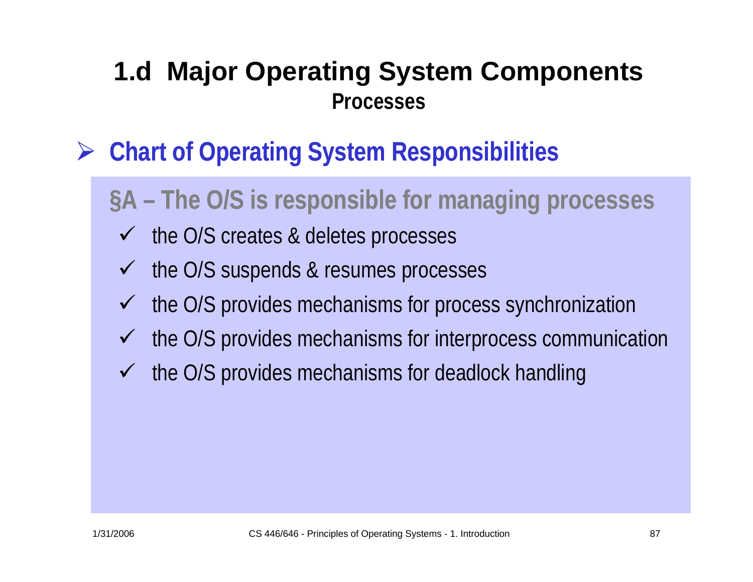# 1.d Major Operating System Components

## Processes

- **Chart of Operating System Responsibilities**

**§A – The O/S is responsible for managing processes**

- ✓ the O/S creates & deletes processes
- ✓ the O/S suspends & resumes processes
- ✓ the O/S provides mechanisms for process synchronization
- ✓ the O/S provides mechanisms for interprocess communication
- ✓ the O/S provides mechanisms for deadlock handling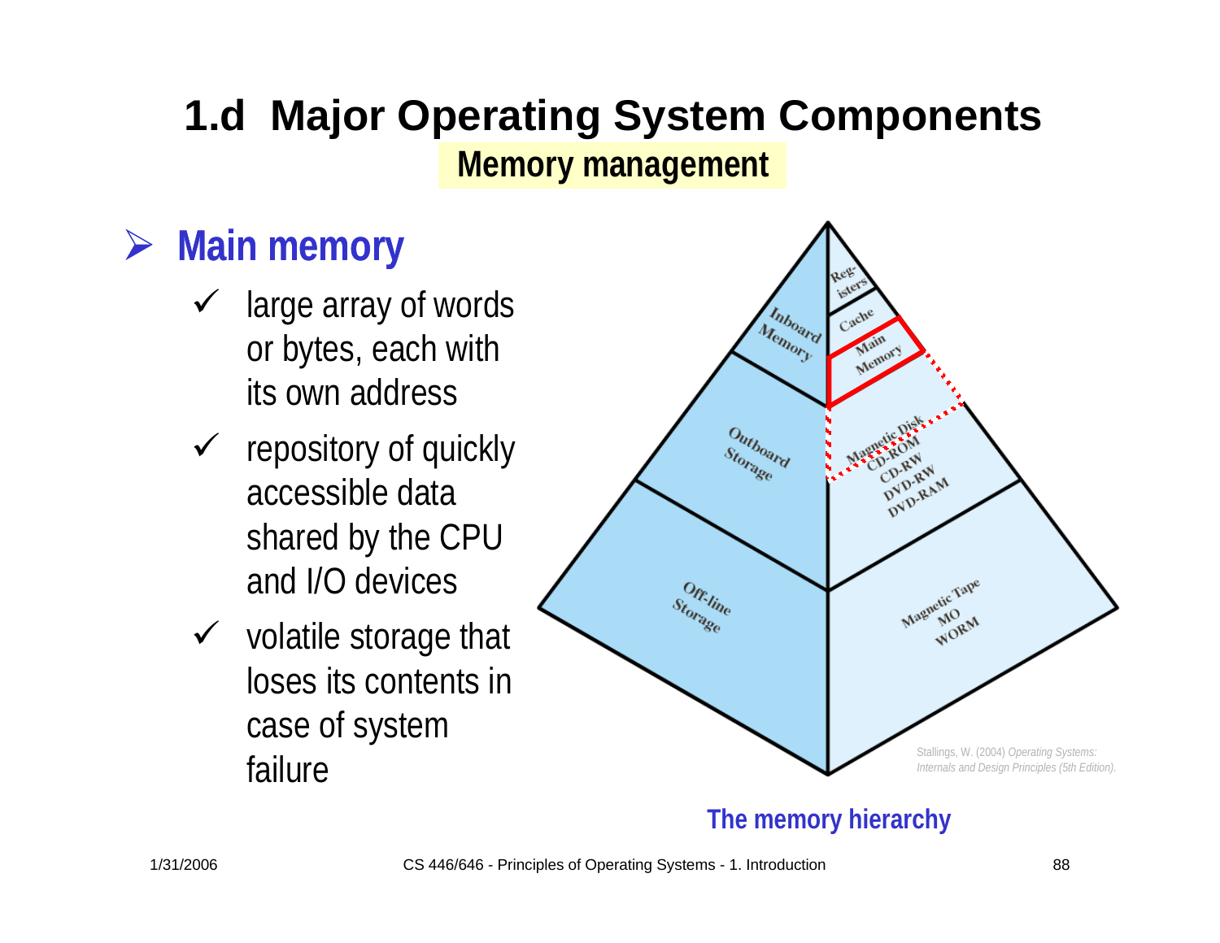# 1.d Major Operating System Components

## Memory management

- **Main memory**
  - ✓ large array of words or bytes, each with its own address
  - ✓ repository of quickly accessible data shared by the CPU and I/O devices
  - ✓ volatile storage that loses its contents in case of system failure

Inboard Memory: Registers, Cache, Main Memory

Outboard Storage: Magnetic Disk, CD-ROM, CD-RW, DVD-RW, DVD-RAM

Off-line Storage: Magnetic Tape, MO, WORM

Stallings, W. (2004) *Operating Systems: Internals and Design Principles (5th Edition).*

**The memory hierarchy**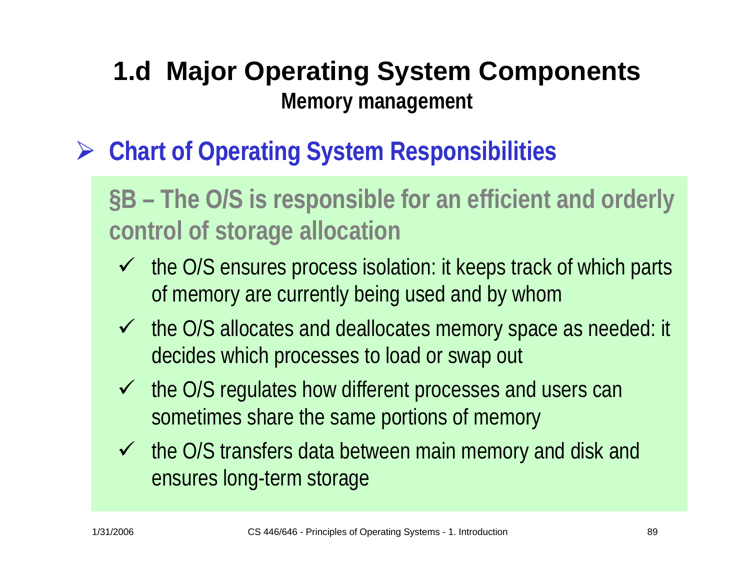# 1.d Major Operating System Components

## Memory management

- **Chart of Operating System Responsibilities**

**§B – The O/S is responsible for an efficient and orderly control of storage allocation**

- ✓ the O/S ensures process isolation: it keeps track of which parts of memory are currently being used and by whom
- ✓ the O/S allocates and deallocates memory space as needed: it decides which processes to load or swap out
- ✓ the O/S regulates how different processes and users can sometimes share the same portions of memory
- ✓ the O/S transfers data between main memory and disk and ensures long-term storage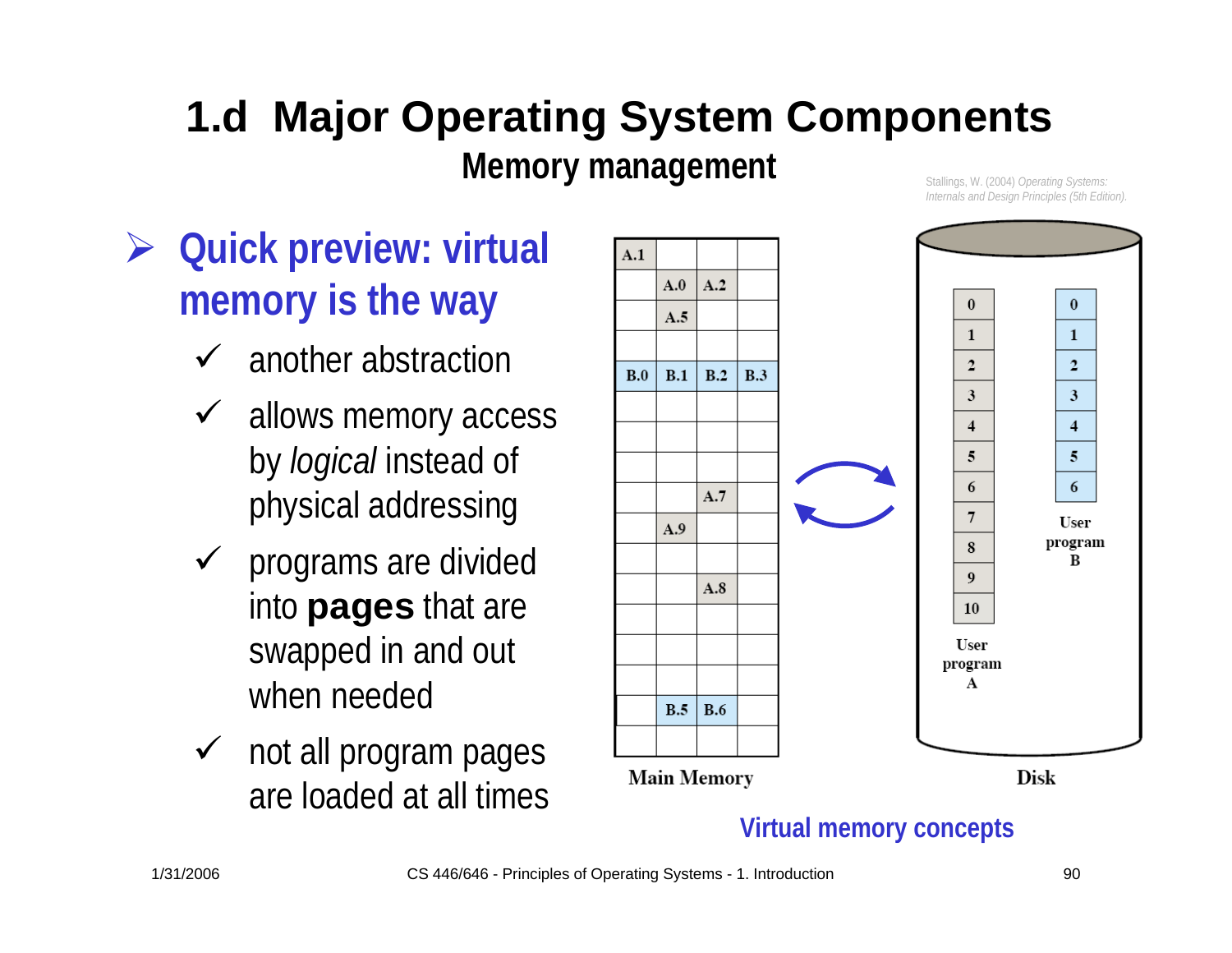# 1.d Major Operating System Components

## Memory management

Stallings, W. (2004) *Operating Systems: Internals and Design Principles (5th Edition).*

- **Quick preview: virtual memory is the way**
  - ✓ another abstraction
  - ✓ allows memory access by *logical* instead of physical addressing
  - ✓ programs are divided into **pages** that are swapped in and out when needed
  - ✓ not all program pages are loaded at all times

Main Memory

| | | | |
|---|---|---|---|
| A.1 | | | |
| | A.0 | A.2 | |
| | A.5 | | |
| | | | |
| B.0 | B.1 | B.2 | B.3 |
| | | | |
| | | | |
| | | | |
| | | A.7 | |
| | A.9 | | |
| | | | |
| | | A.8 | |
| | | | |
| | | | |
| | | | |
| | B.5 | B.6 | |
| | | | |

Disk

User program A: 0, 1, 2, 3, 4, 5, 6, 7, 8, 9, 10

User program B: 0, 1, 2, 3, 4, 5, 6

Virtual memory concepts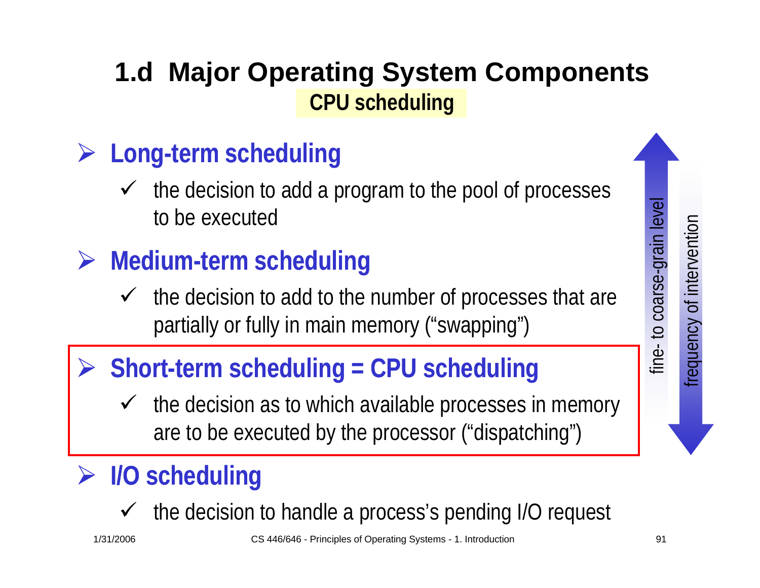# 1.d Major Operating System Components

## CPU scheduling

- **Long-term scheduling**
  - the decision to add a program to the pool of processes to be executed
- **Medium-term scheduling**
  - the decision to add to the number of processes that are partially or fully in main memory ("swapping")
- **Short-term scheduling = CPU scheduling**
  - the decision as to which available processes in memory are to be executed by the processor ("dispatching")
- **I/O scheduling**
  - the decision to handle a process's pending I/O request

fine- to coarse-grain level

frequency of intervention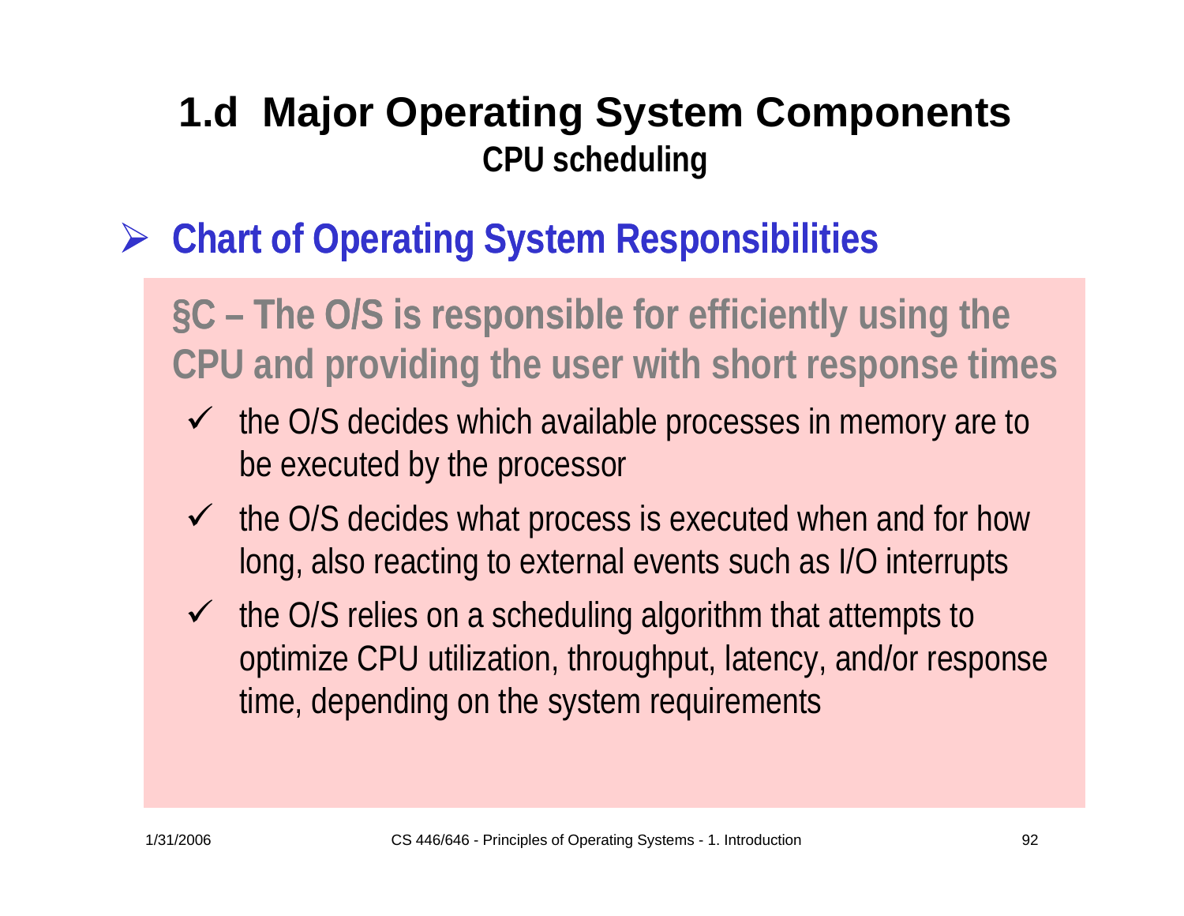# 1.d Major Operating System Components

## CPU scheduling

- **Chart of Operating System Responsibilities**

**§C – The O/S is responsible for efficiently using the CPU and providing the user with short response times**

- ✓ the O/S decides which available processes in memory are to be executed by the processor
- ✓ the O/S decides what process is executed when and for how long, also reacting to external events such as I/O interrupts
- ✓ the O/S relies on a scheduling algorithm that attempts to optimize CPU utilization, throughput, latency, and/or response time, depending on the system requirements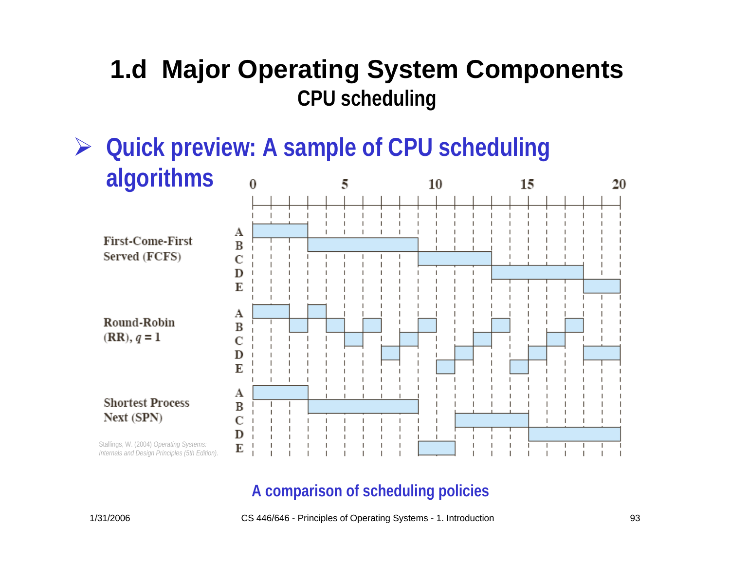# 1.d Major Operating System Components

## CPU scheduling

- **Quick preview: A sample of CPU scheduling algorithms**

First-Come-First Served (FCFS)

Round-Robin (RR), $q = 1$

Shortest Process Next (SPN)

Stallings, W. (2004) *Operating Systems: Internals and Design Principles (5th Edition).*

A comparison of scheduling policies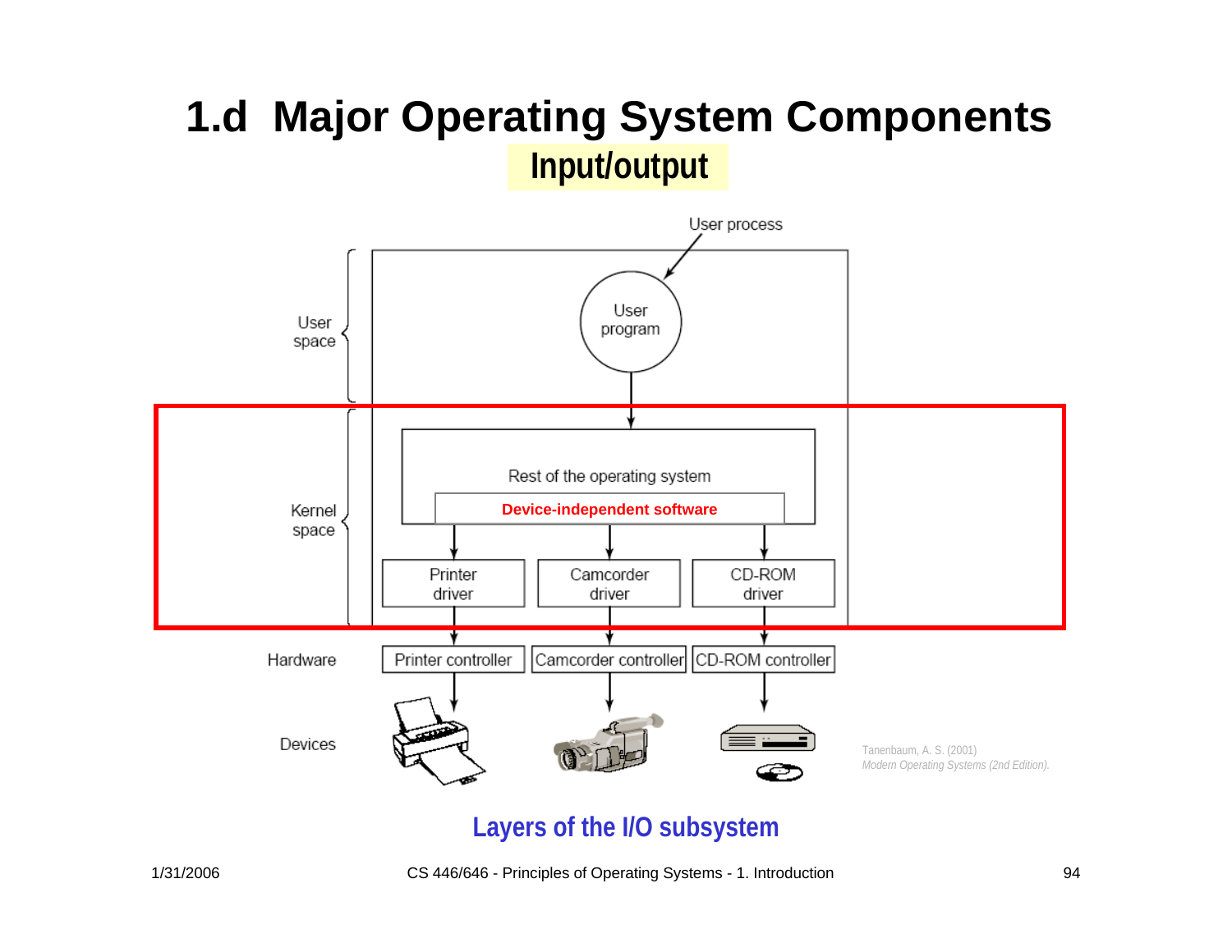# 1.d Major Operating System Components

## Input/output

User process

User space

User program

Kernel space

Rest of the operating system

**Device-independent software**

Printer driver | Camcorder driver | CD-ROM driver

Hardware

Printer controller | Camcorder controller | CD-ROM controller

Devices

Tanenbaum, A. S. (2001)
*Modern Operating Systems (2nd Edition).*

**Layers of the I/O subsystem**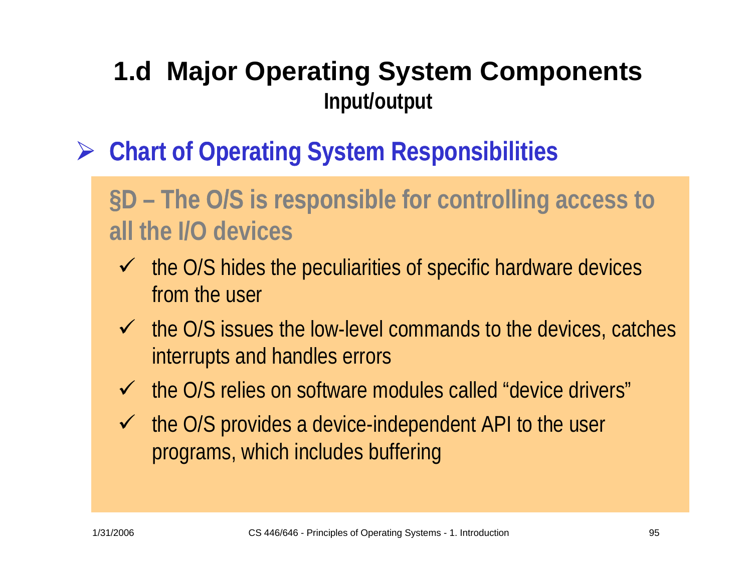# 1.d Major Operating System Components

## Input/output

- **Chart of Operating System Responsibilities**

**§D – The O/S is responsible for controlling access to all the I/O devices**

- the O/S hides the peculiarities of specific hardware devices from the user
- the O/S issues the low-level commands to the devices, catches interrupts and handles errors
- the O/S relies on software modules called “device drivers”
- the O/S provides a device-independent API to the user programs, which includes buffering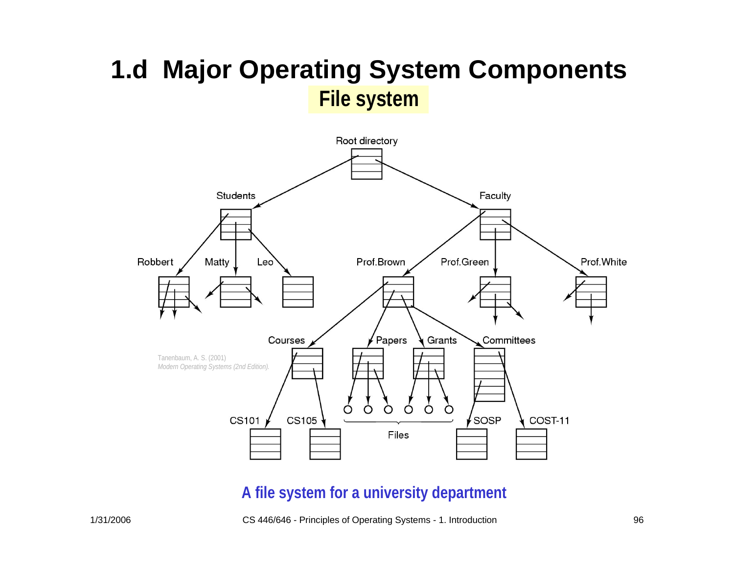# 1.d Major Operating System Components

## File system

Root directory

Students

Faculty

Robbert

Matty

Leo

Prof.Brown

Prof.Green

Prof.White

Courses

Papers

Grants

Committees

CS101

CS105

Files

SOSP

COST-11

Tanenbaum, A. S. (2001) *Modern Operating Systems (2nd Edition).*

**A file system for a university department**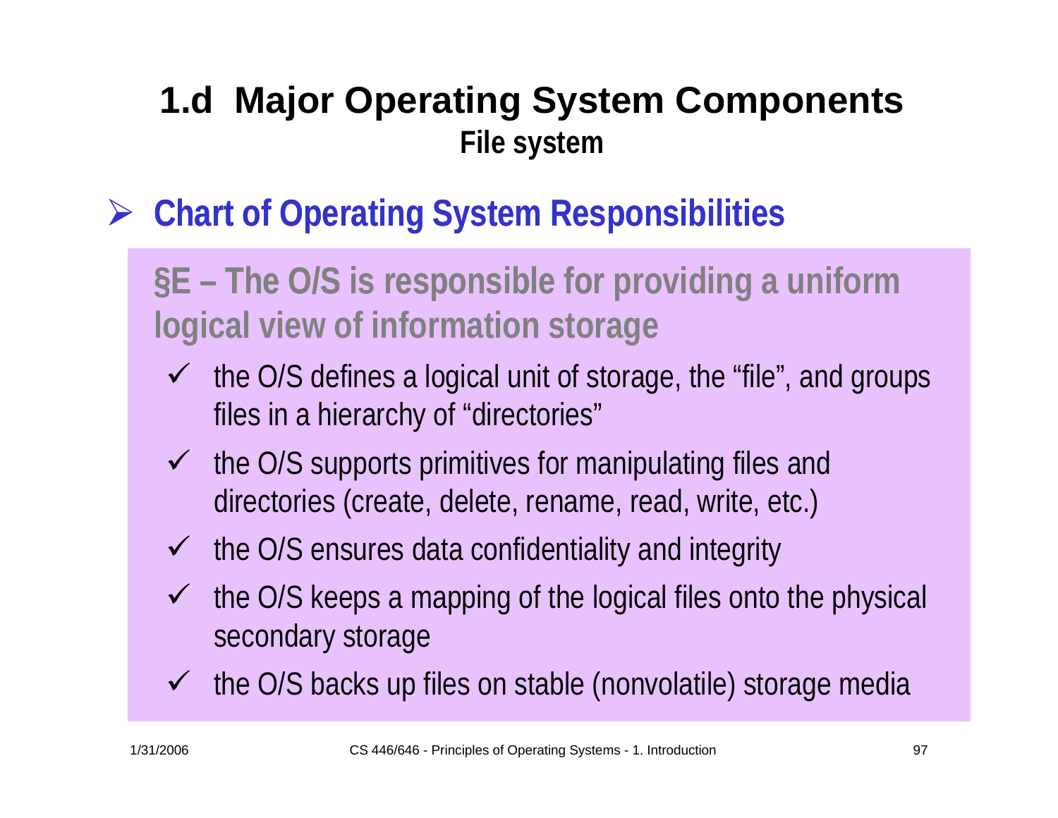# 1.d Major Operating System Components

## File system

- **Chart of Operating System Responsibilities**

**§E – The O/S is responsible for providing a uniform logical view of information storage**

- ✓ the O/S defines a logical unit of storage, the “file”, and groups files in a hierarchy of “directories”
- ✓ the O/S supports primitives for manipulating files and directories (create, delete, rename, read, write, etc.)
- ✓ the O/S ensures data confidentiality and integrity
- ✓ the O/S keeps a mapping of the logical files onto the physical secondary storage
- ✓ the O/S backs up files on stable (nonvolatile) storage media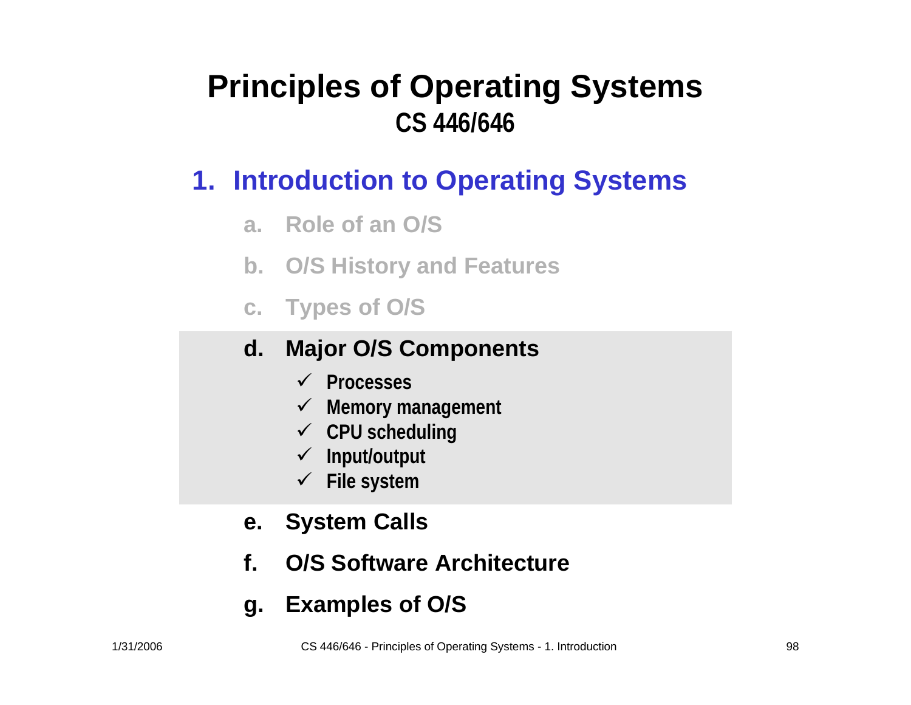# Principles of Operating Systems

**CS 446/646**

## 1. Introduction to Operating Systems

a. Role of an O/S

b. O/S History and Features

c. Types of O/S

d. **Major O/S Components**
   - ✓ Processes
   - ✓ Memory management
   - ✓ CPU scheduling
   - ✓ Input/output
   - ✓ File system

e. **System Calls**

f. **O/S Software Architecture**

g. **Examples of O/S**